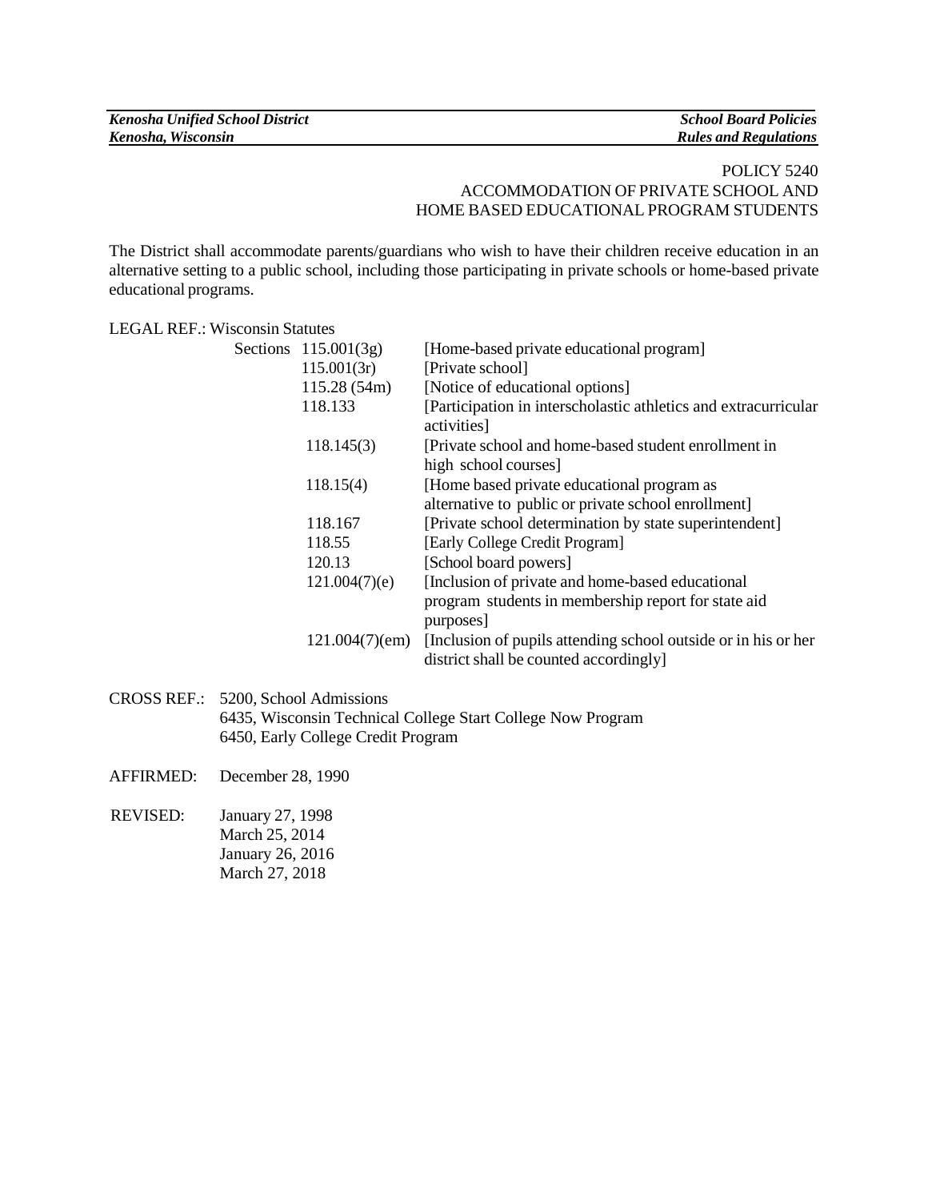POLICY 5240
ACCOMMODATION OF PRIVATE SCHOOL AND
HOME BASED EDUCATIONAL PROGRAM STUDENTS

The District shall accommodate parents/guardians who wish to have their children receive education in an alternative setting to a public school, including those participating in private schools or home-based private educational programs.

LEGAL REF.: Wisconsin Statutes

| Sections | |
|---|---|
| 115.001(3g) | [Home-based private educational program] |
| 115.001(3r) | [Private school] |
| 115.28 (54m) | [Notice of educational options] |
| 118.133 | [Participation in interscholastic athletics and extracurricular activities] |
| 118.145(3) | [Private school and home-based student enrollment in high school courses] |
| 118.15(4) | [Home based private educational program as alternative to public or private school enrollment] |
| 118.167 | [Private school determination by state superintendent] |
| 118.55 | [Early College Credit Program] |
| 120.13 | [School board powers] |
| 121.004(7)(e) | [Inclusion of private and home-based educational program students in membership report for state aid purposes] |
| 121.004(7)(em) | [Inclusion of pupils attending school outside or in his or her district shall be counted accordingly] |

CROSS REF.: 5200, School Admissions
6435, Wisconsin Technical College Start College Now Program
6450, Early College Credit Program

AFFIRMED: December 28, 1990

REVISED: January 27, 1998
March 25, 2014
January 26, 2016
March 27, 2018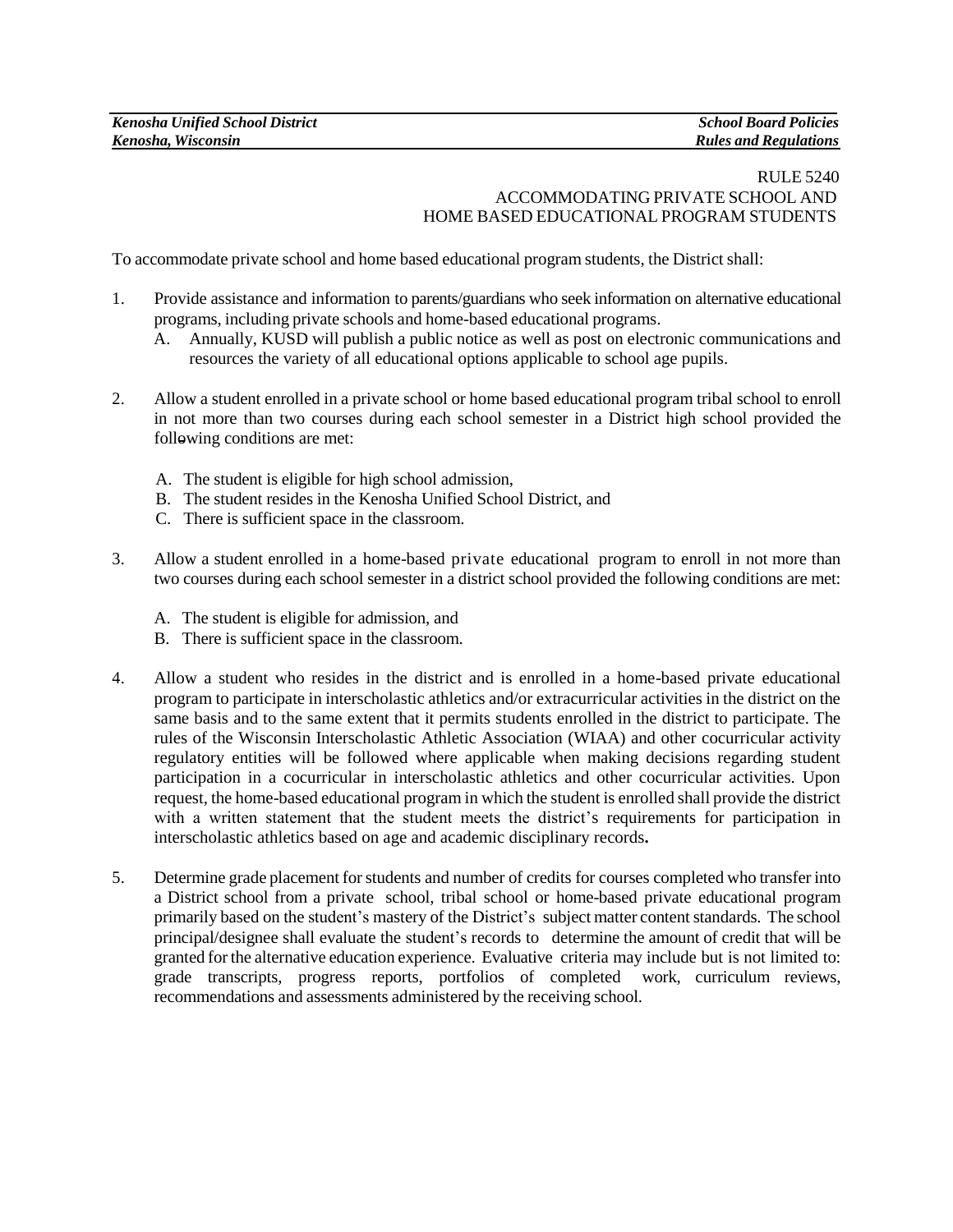RULE 5240
ACCOMMODATING PRIVATE SCHOOL AND
HOME BASED EDUCATIONAL PROGRAM STUDENTS

To accommodate private school and home based educational program students, the District shall:

1. Provide assistance and information to parents/guardians who seek information on alternative educational programs, including private schools and home-based educational programs.
   A. Annually, KUSD will publish a public notice as well as post on electronic communications and resources the variety of all educational options applicable to school age pupils.

2. Allow a student enrolled in a private school or home based educational program tribal school to enroll in not more than two courses during each school semester in a District high school provided the following conditions are met:

   A. The student is eligible for high school admission,
   B. The student resides in the Kenosha Unified School District, and
   C. There is sufficient space in the classroom.

3. Allow a student enrolled in a home-based private educational program to enroll in not more than two courses during each school semester in a district school provided the following conditions are met:

   A. The student is eligible for admission, and
   B. There is sufficient space in the classroom.

4. Allow a student who resides in the district and is enrolled in a home-based private educational program to participate in interscholastic athletics and/or extracurricular activities in the district on the same basis and to the same extent that it permits students enrolled in the district to participate. The rules of the Wisconsin Interscholastic Athletic Association (WIAA) and other cocurricular activity regulatory entities will be followed where applicable when making decisions regarding student participation in a cocurricular in interscholastic athletics and other cocurricular activities. Upon request, the home-based educational program in which the student is enrolled shall provide the district with a written statement that the student meets the district's requirements for participation in interscholastic athletics based on age and academic disciplinary records.

5. Determine grade placement for students and number of credits for courses completed who transfer into a District school from a private school, tribal school or home-based private educational program primarily based on the student's mastery of the District's subject matter content standards. The school principal/designee shall evaluate the student's records to determine the amount of credit that will be granted for the alternative education experience. Evaluative criteria may include but is not limited to: grade transcripts, progress reports, portfolios of completed work, curriculum reviews, recommendations and assessments administered by the receiving school.